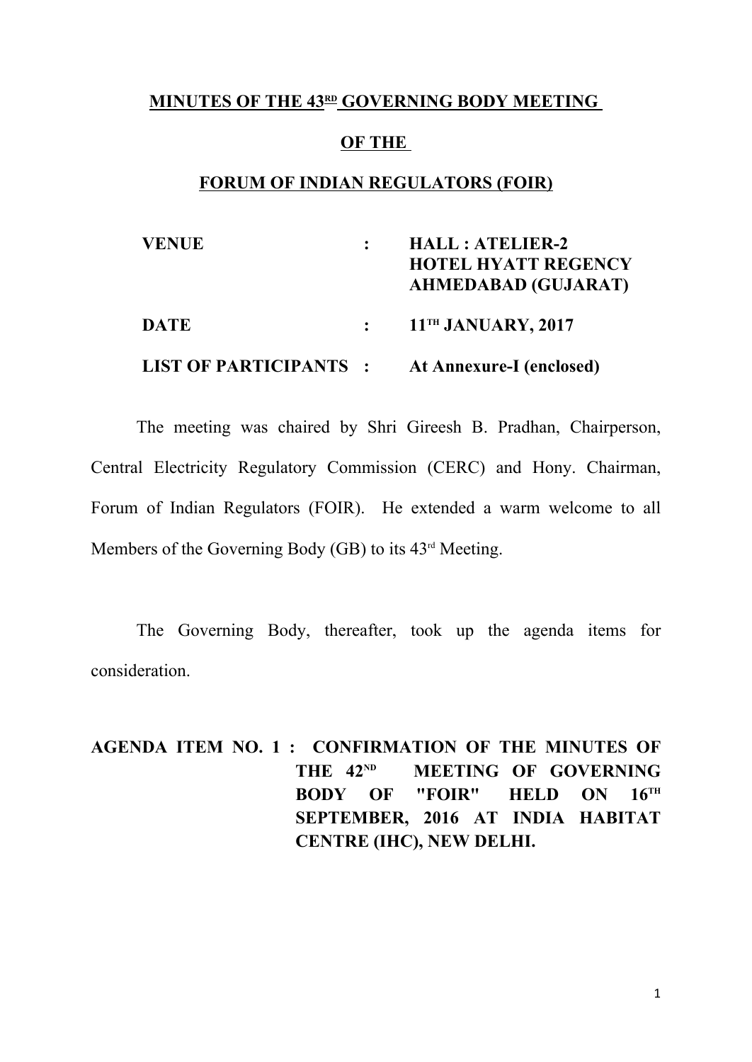# MINUTES OF THE 43RD GOVERNING BODY MEETING

# OF THE

# FORUM OF INDIAN REGULATORS (FOIR)

| | | |
|---|---|---|
| **VENUE** | **:** | **HALL : ATELIER-2 HOTEL HYATT REGENCY AHMEDABAD (GUJARAT)** |
| **DATE** | **:** | **11TH JANUARY, 2017** |
| **LIST OF PARTICIPANTS** | **:** | **At Annexure-I (enclosed)** |

The meeting was chaired by Shri Gireesh B. Pradhan, Chairperson, Central Electricity Regulatory Commission (CERC) and Hony. Chairman, Forum of Indian Regulators (FOIR). He extended a warm welcome to all Members of the Governing Body (GB) to its 43rd Meeting.

The Governing Body, thereafter, took up the agenda items for consideration.

**AGENDA ITEM NO. 1 : CONFIRMATION OF THE MINUTES OF THE 42ND MEETING OF GOVERNING BODY OF "FOIR" HELD ON 16TH SEPTEMBER, 2016 AT INDIA HABITAT CENTRE (IHC), NEW DELHI.**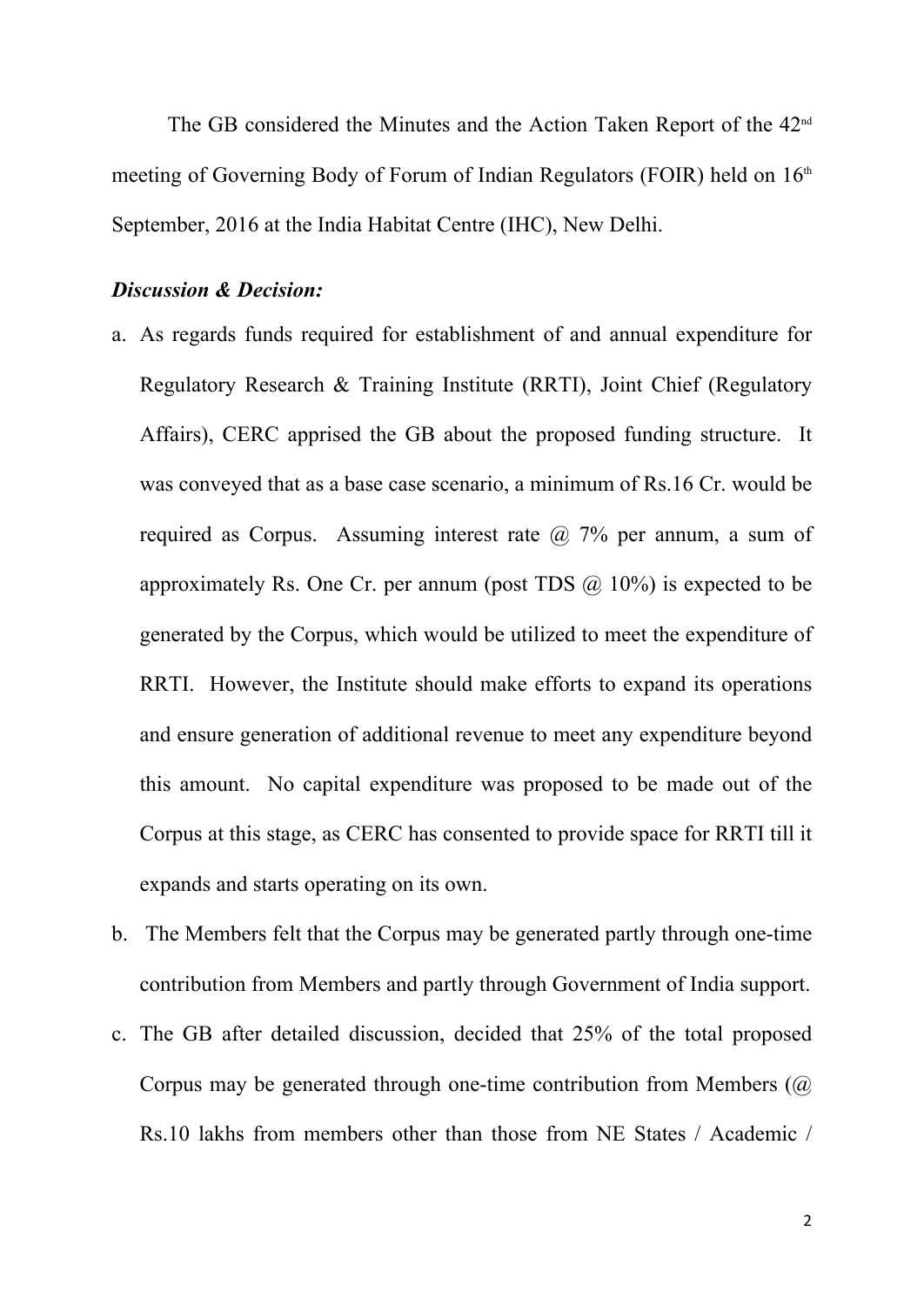The GB considered the Minutes and the Action Taken Report of the 42nd meeting of Governing Body of Forum of Indian Regulators (FOIR) held on 16th September, 2016 at the India Habitat Centre (IHC), New Delhi.

***Discussion & Decision:***

a. As regards funds required for establishment of and annual expenditure for Regulatory Research & Training Institute (RRTI), Joint Chief (Regulatory Affairs), CERC apprised the GB about the proposed funding structure. It was conveyed that as a base case scenario, a minimum of Rs.16 Cr. would be required as Corpus. Assuming interest rate @ 7% per annum, a sum of approximately Rs. One Cr. per annum (post TDS @ 10%) is expected to be generated by the Corpus, which would be utilized to meet the expenditure of RRTI. However, the Institute should make efforts to expand its operations and ensure generation of additional revenue to meet any expenditure beyond this amount. No capital expenditure was proposed to be made out of the Corpus at this stage, as CERC has consented to provide space for RRTI till it expands and starts operating on its own.

b. The Members felt that the Corpus may be generated partly through one-time contribution from Members and partly through Government of India support.

c. The GB after detailed discussion, decided that 25% of the total proposed Corpus may be generated through one-time contribution from Members (@ Rs.10 lakhs from members other than those from NE States / Academic /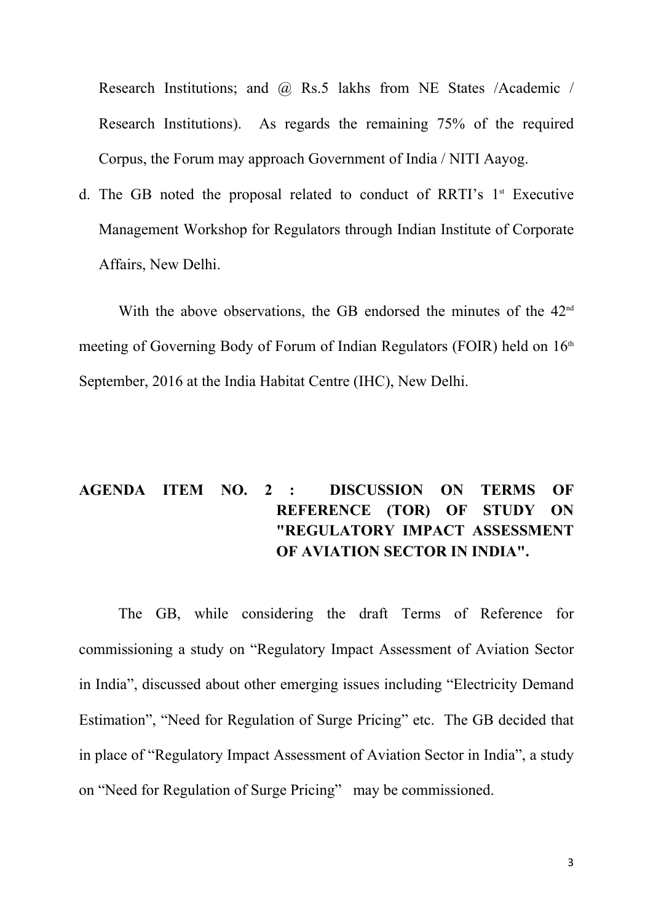Research Institutions; and @ Rs.5 lakhs from NE States /Academic / Research Institutions). As regards the remaining 75% of the required Corpus, the Forum may approach Government of India / NITI Aayog.

d. The GB noted the proposal related to conduct of RRTI's 1st Executive Management Workshop for Regulators through Indian Institute of Corporate Affairs, New Delhi.

With the above observations, the GB endorsed the minutes of the 42nd meeting of Governing Body of Forum of Indian Regulators (FOIR) held on 16th September, 2016 at the India Habitat Centre (IHC), New Delhi.

**AGENDA ITEM NO. 2 : DISCUSSION ON TERMS OF REFERENCE (TOR) OF STUDY ON "REGULATORY IMPACT ASSESSMENT OF AVIATION SECTOR IN INDIA".**

The GB, while considering the draft Terms of Reference for commissioning a study on "Regulatory Impact Assessment of Aviation Sector in India", discussed about other emerging issues including "Electricity Demand Estimation", "Need for Regulation of Surge Pricing" etc. The GB decided that in place of "Regulatory Impact Assessment of Aviation Sector in India", a study on "Need for Regulation of Surge Pricing" may be commissioned.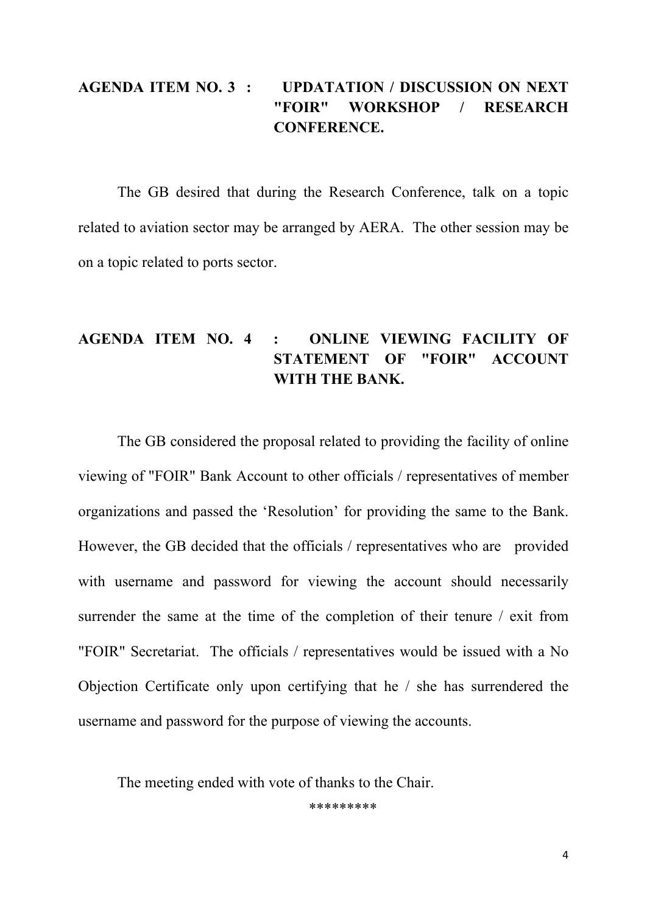**AGENDA ITEM NO. 3 : UPDATATION / DISCUSSION ON NEXT "FOIR" WORKSHOP / RESEARCH CONFERENCE.**

The GB desired that during the Research Conference, talk on a topic related to aviation sector may be arranged by AERA. The other session may be on a topic related to ports sector.

**AGENDA ITEM NO. 4 : ONLINE VIEWING FACILITY OF STATEMENT OF "FOIR" ACCOUNT WITH THE BANK.**

The GB considered the proposal related to providing the facility of online viewing of "FOIR" Bank Account to other officials / representatives of member organizations and passed the 'Resolution' for providing the same to the Bank. However, the GB decided that the officials / representatives who are provided with username and password for viewing the account should necessarily surrender the same at the time of the completion of their tenure / exit from "FOIR" Secretariat. The officials / representatives would be issued with a No Objection Certificate only upon certifying that he / she has surrendered the username and password for the purpose of viewing the accounts.

The meeting ended with vote of thanks to the Chair.

*********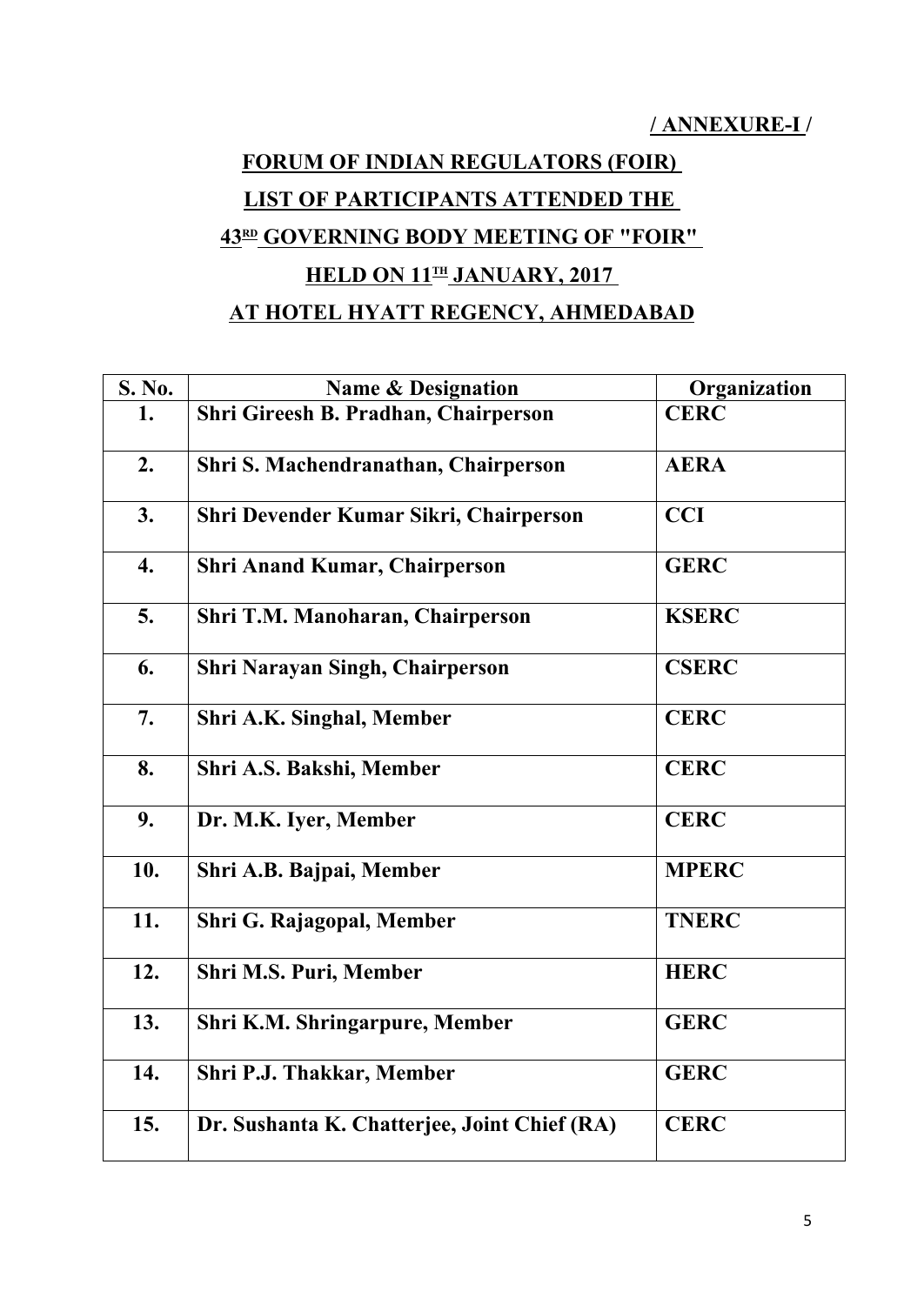**/ ANNEXURE-I /**

**FORUM OF INDIAN REGULATORS (FOIR)**

**LIST OF PARTICIPANTS ATTENDED THE**

**43RD GOVERNING BODY MEETING OF "FOIR"**

**HELD ON 11TH JANUARY, 2017**

**AT HOTEL HYATT REGENCY, AHMEDABAD**

| S. No. | Name & Designation | Organization |
|---|---|---|
| 1. | Shri Gireesh B. Pradhan, Chairperson | CERC |
| 2. | Shri S. Machendranathan, Chairperson | AERA |
| 3. | Shri Devender Kumar Sikri, Chairperson | CCI |
| 4. | Shri Anand Kumar, Chairperson | GERC |
| 5. | Shri T.M. Manoharan, Chairperson | KSERC |
| 6. | Shri Narayan Singh, Chairperson | CSERC |
| 7. | Shri A.K. Singhal, Member | CERC |
| 8. | Shri A.S. Bakshi, Member | CERC |
| 9. | Dr. M.K. Iyer, Member | CERC |
| 10. | Shri A.B. Bajpai, Member | MPERC |
| 11. | Shri G. Rajagopal, Member | TNERC |
| 12. | Shri M.S. Puri, Member | HERC |
| 13. | Shri K.M. Shringarpure, Member | GERC |
| 14. | Shri P.J. Thakkar, Member | GERC |
| 15. | Dr. Sushanta K. Chatterjee, Joint Chief (RA) | CERC |